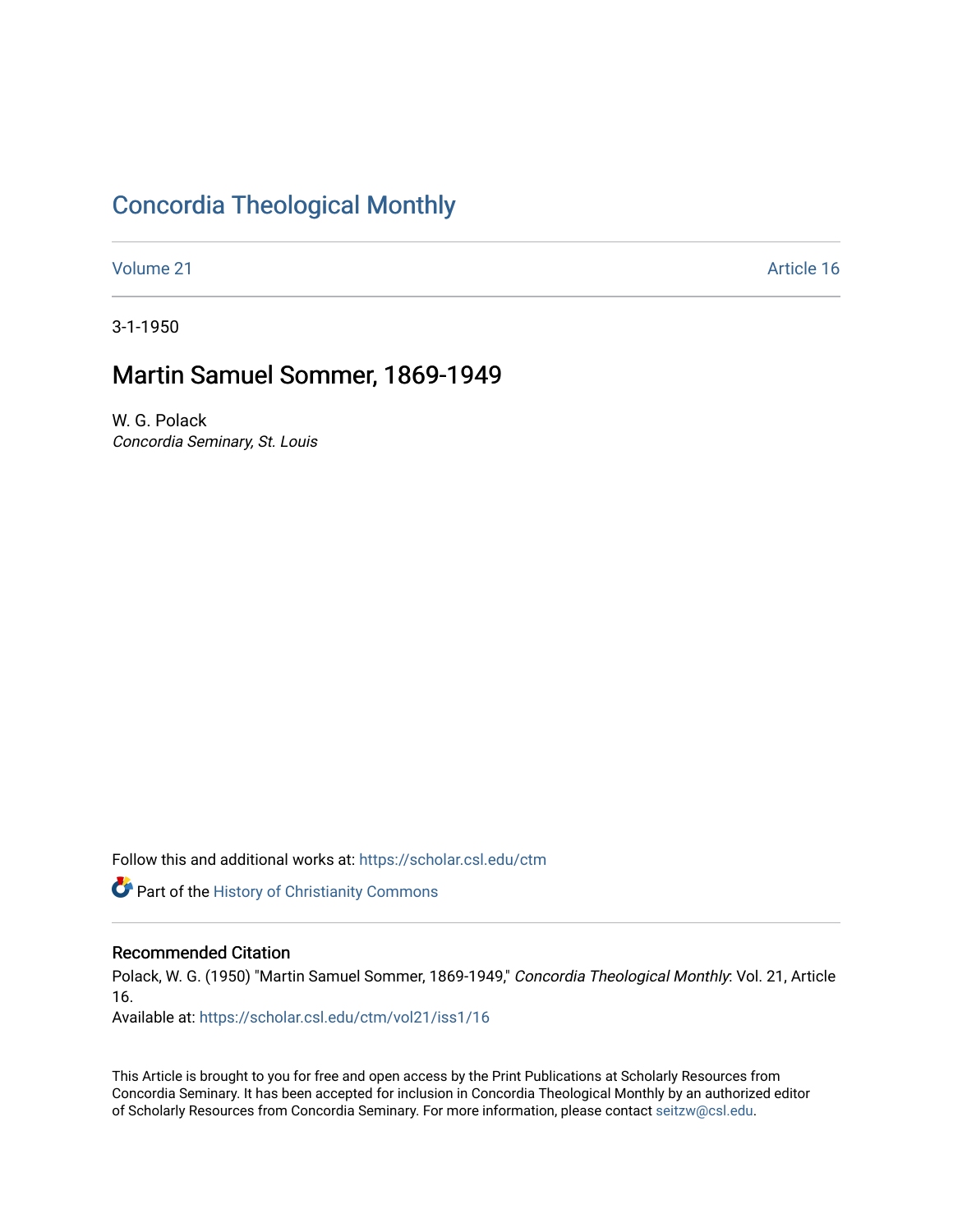# Concordia Theological Monthly

Volume 21 Article 16

3-1-1950

## Martin Samuel Sommer, 1869-1949

W. G. Polack
*Concordia Seminary, St. Louis*

Follow this and additional works at: https://scholar.csl.edu/ctm

Part of the History of Christianity Commons

### Recommended Citation

Polack, W. G. (1950) "Martin Samuel Sommer, 1869-1949," *Concordia Theological Monthly*: Vol. 21, Article 16.
Available at: https://scholar.csl.edu/ctm/vol21/iss1/16

This Article is brought to you for free and open access by the Print Publications at Scholarly Resources from Concordia Seminary. It has been accepted for inclusion in Concordia Theological Monthly by an authorized editor of Scholarly Resources from Concordia Seminary. For more information, please contact seitzw@csl.edu.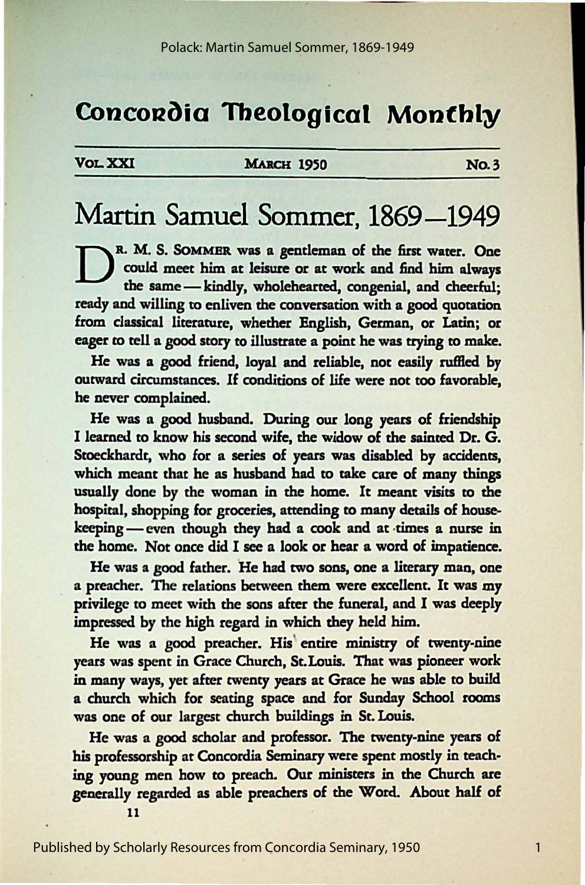# Concordia Theological Monthly

VOL. XXI — MARCH 1950 — No. 3

# Martin Samuel Sommer, 1869—1949

DR. M. S. SOMMER was a gentleman of the first water. One could meet him at leisure or at work and find him always the same — kindly, wholehearted, congenial, and cheerful; ready and willing to enliven the conversation with a good quotation from classical literature, whether English, German, or Latin; or eager to tell a good story to illustrate a point he was trying to make.

He was a good friend, loyal and reliable, not easily ruffled by outward circumstances. If conditions of life were not too favorable, he never complained.

He was a good husband. During our long years of friendship I learned to know his second wife, the widow of the sainted Dr. G. Stoeckhardt, who for a series of years was disabled by accidents, which meant that he as husband had to take care of many things usually done by the woman in the home. It meant visits to the hospital, shopping for groceries, attending to many details of housekeeping — even though they had a cook and at times a nurse in the home. Not once did I see a look or hear a word of impatience.

He was a good father. He had two sons, one a literary man, one a preacher. The relations between them were excellent. It was my privilege to meet with the sons after the funeral, and I was deeply impressed by the high regard in which they held him.

He was a good preacher. His entire ministry of twenty-nine years was spent in Grace Church, St. Louis. That was pioneer work in many ways, yet after twenty years at Grace he was able to build a church which for seating space and for Sunday School rooms was one of our largest church buildings in St. Louis.

He was a good scholar and professor. The twenty-nine years of his professorship at Concordia Seminary were spent mostly in teaching young men how to preach. Our ministers in the Church are generally regarded as able preachers of the Word. About half of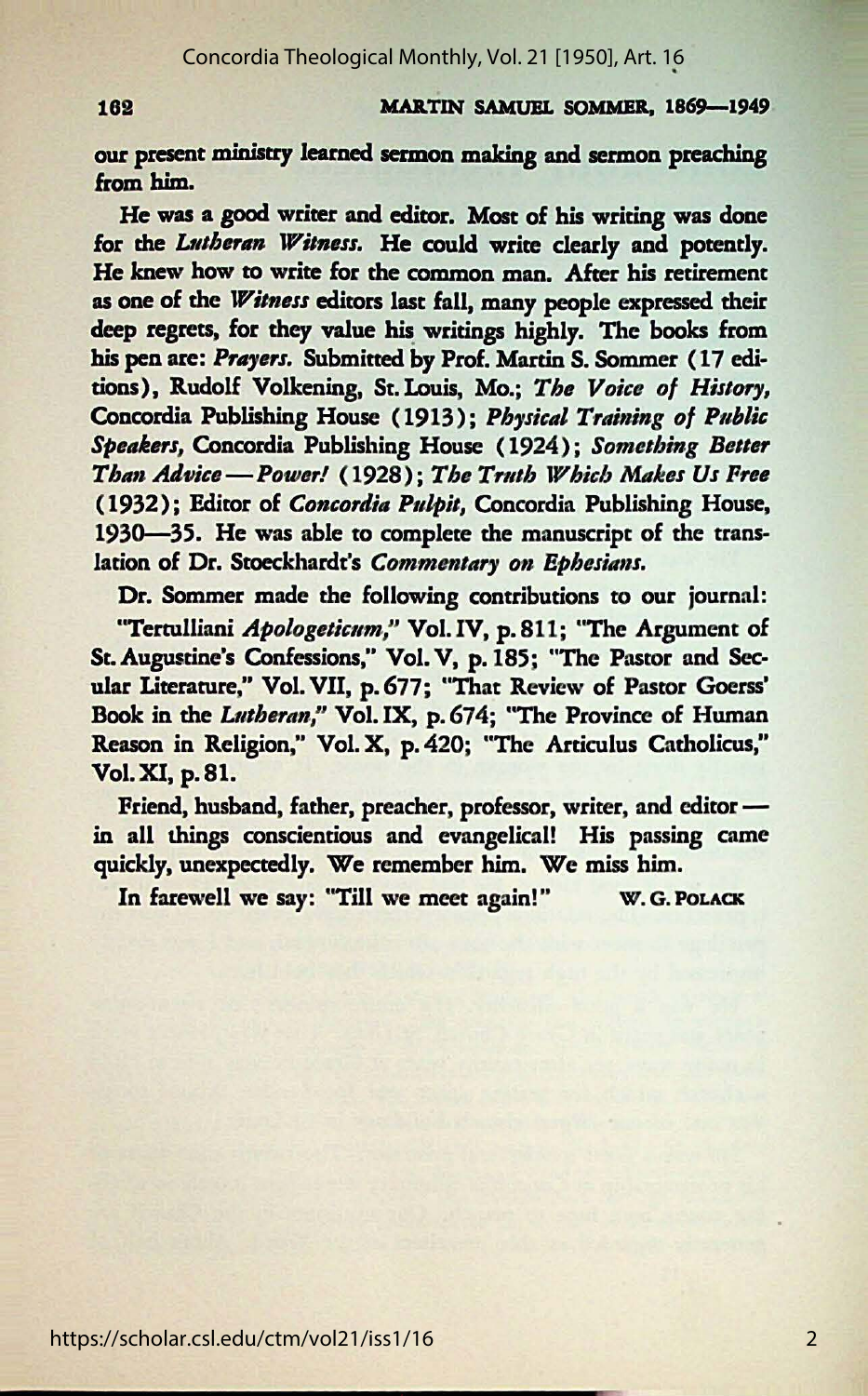our present ministry learned sermon making and sermon preaching from him.

He was a good writer and editor. Most of his writing was done for the *Lutheran Witness.* He could write clearly and potently. He knew how to write for the common man. After his retirement as one of the *Witness* editors last fall, many people expressed their deep regrets, for they value his writings highly. The books from his pen are: *Prayers.* Submitted by Prof. Martin S. Sommer (17 editions), Rudolf Volkening, St. Louis, Mo.; *The Voice of History,* Concordia Publishing House (1913); *Physical Training of Public Speakers,* Concordia Publishing House (1924); *Something Better Than Advice — Power!* (1928); *The Truth Which Makes Us Free* (1932); Editor of *Concordia Pulpit,* Concordia Publishing House, 1930—35. He was able to complete the manuscript of the translation of Dr. Stoeckhardt's *Commentary on Ephesians.*

Dr. Sommer made the following contributions to our journal: "Tertulliani *Apologeticum,*" Vol. IV, p. 811; "The Argument of St. Augustine's Confessions," Vol. V, p. 185; "The Pastor and Secular Literature," Vol. VII, p. 677; "That Review of Pastor Goerss' Book in the *Lutheran,*" Vol. IX, p. 674; "The Province of Human Reason in Religion," Vol. X, p. 420; "The Articulus Catholicus," Vol. XI, p. 81.

Friend, husband, father, preacher, professor, writer, and editor — in all things conscientious and evangelical! His passing came quickly, unexpectedly. We remember him. We miss him.

In farewell we say: "Till we meet again!" W. G. POLACK